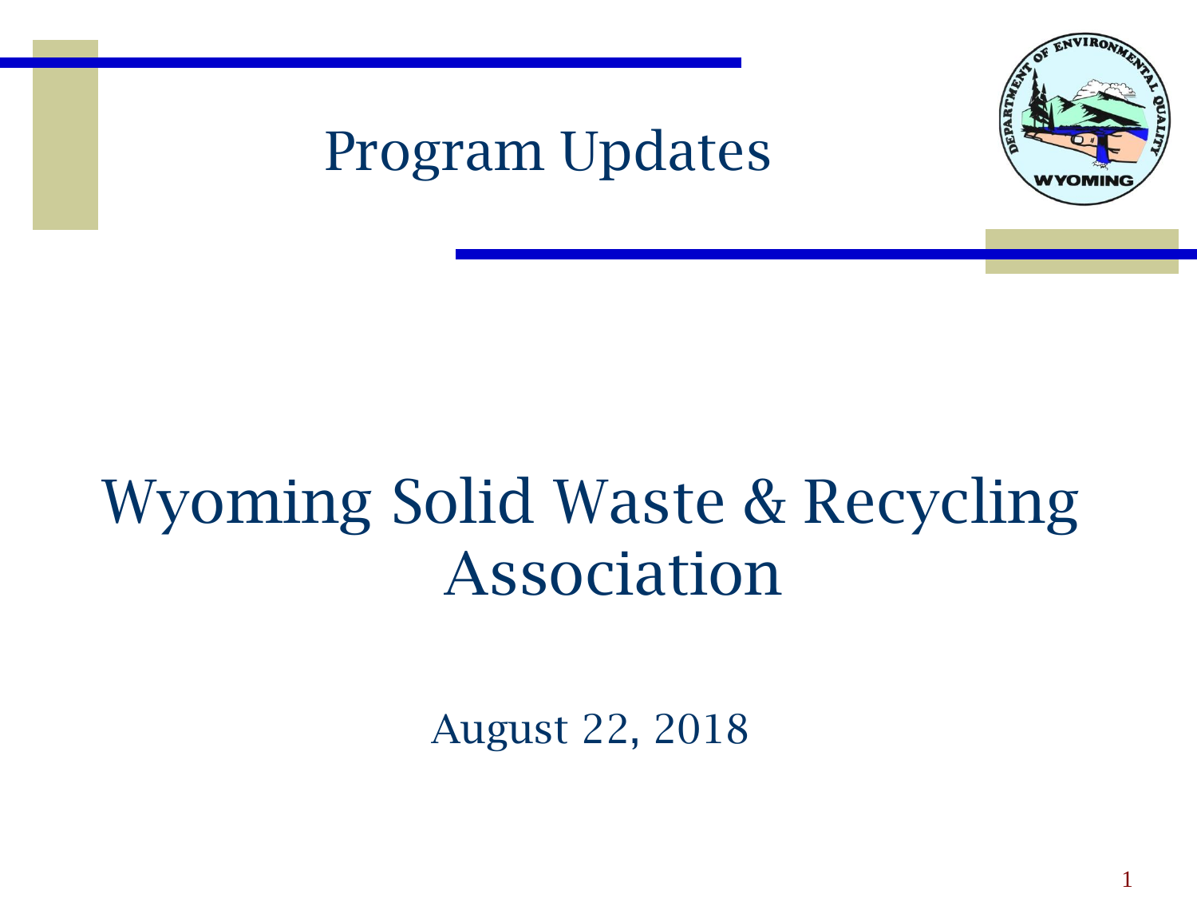# Program Updates

# Wyoming Solid Waste & Recycling Association

August 22, 2018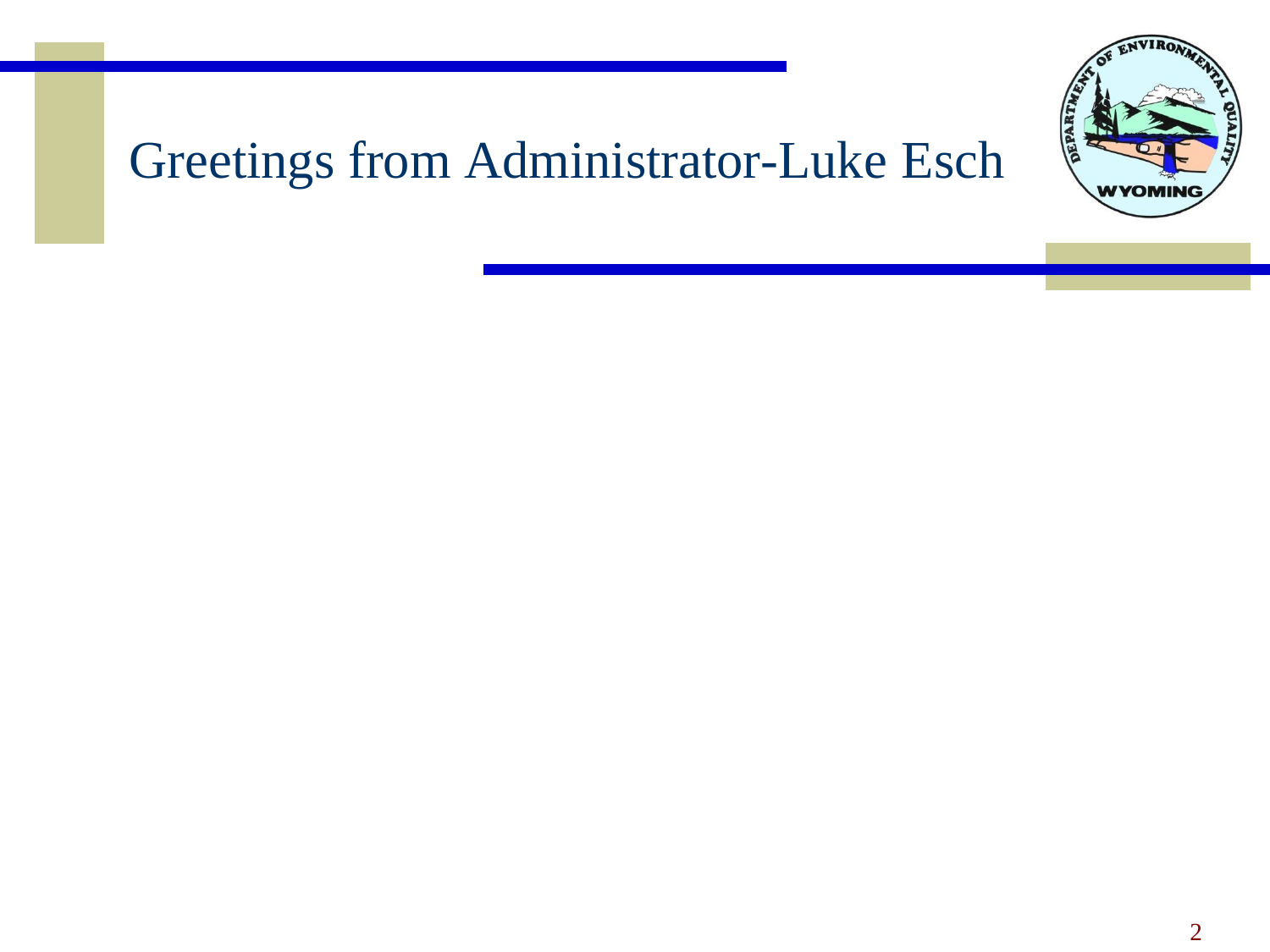# Greetings from Administrator-Luke Esch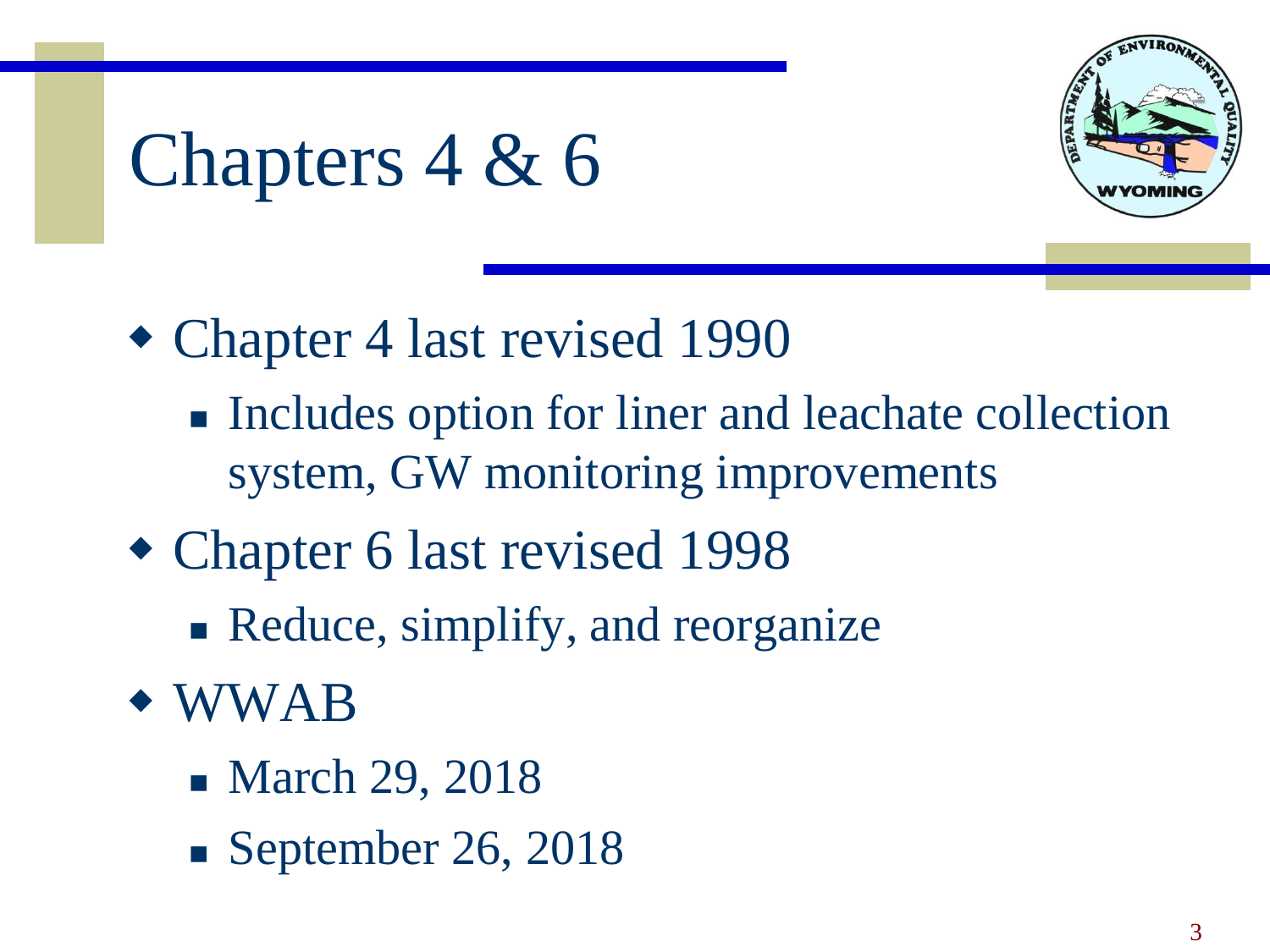# Chapters 4 & 6

- Chapter 4 last revised 1990
  - Includes option for liner and leachate collection system, GW monitoring improvements
- Chapter 6 last revised 1998
  - Reduce, simplify, and reorganize
- WWAB
  - March 29, 2018
  - September 26, 2018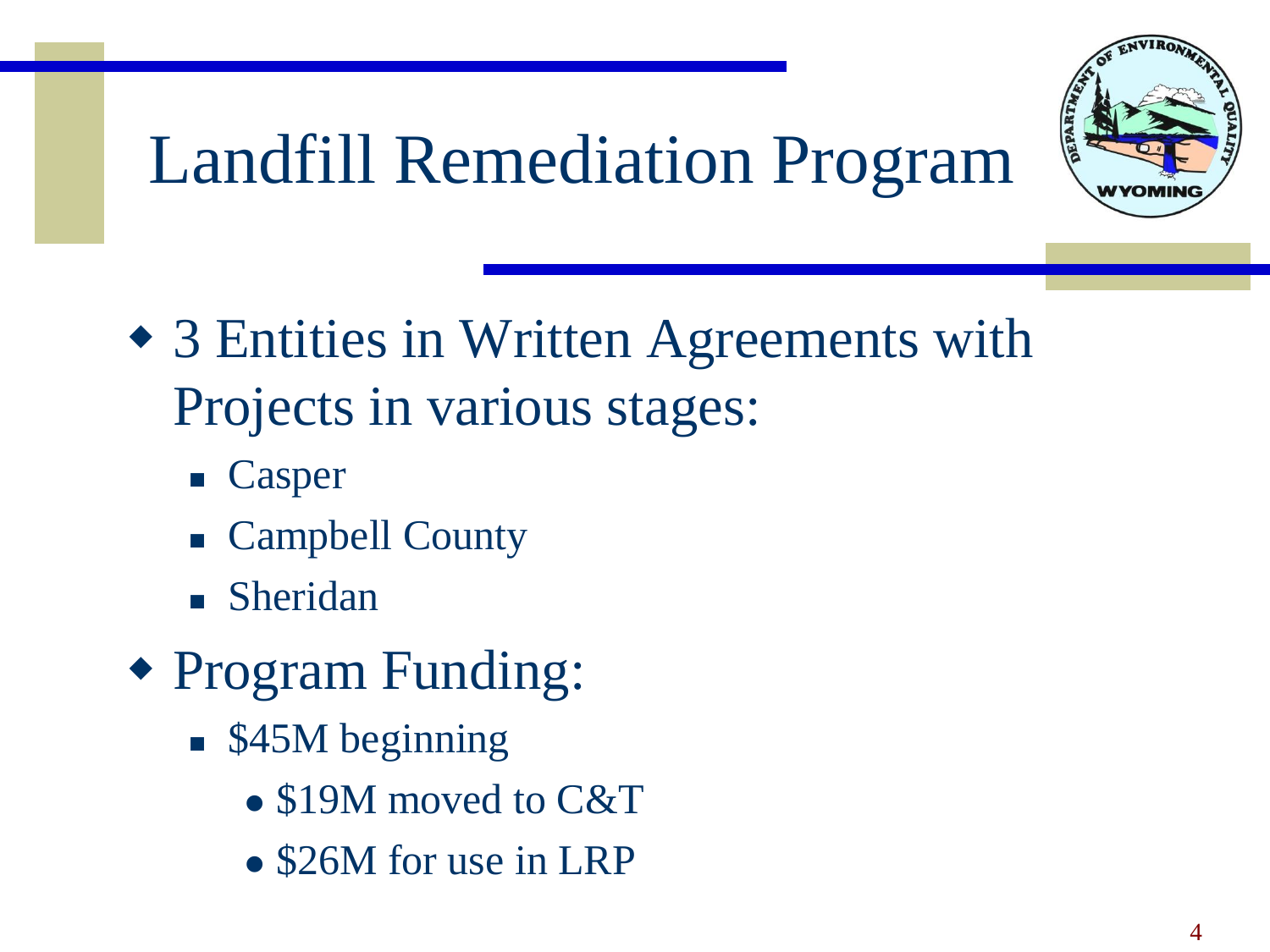# Landfill Remediation Program

- 3 Entities in Written Agreements with Projects in various stages:
  - Casper
  - Campbell County
  - Sheridan
- Program Funding:
  - $45M beginning
    - $19M moved to C&T
    - $26M for use in LRP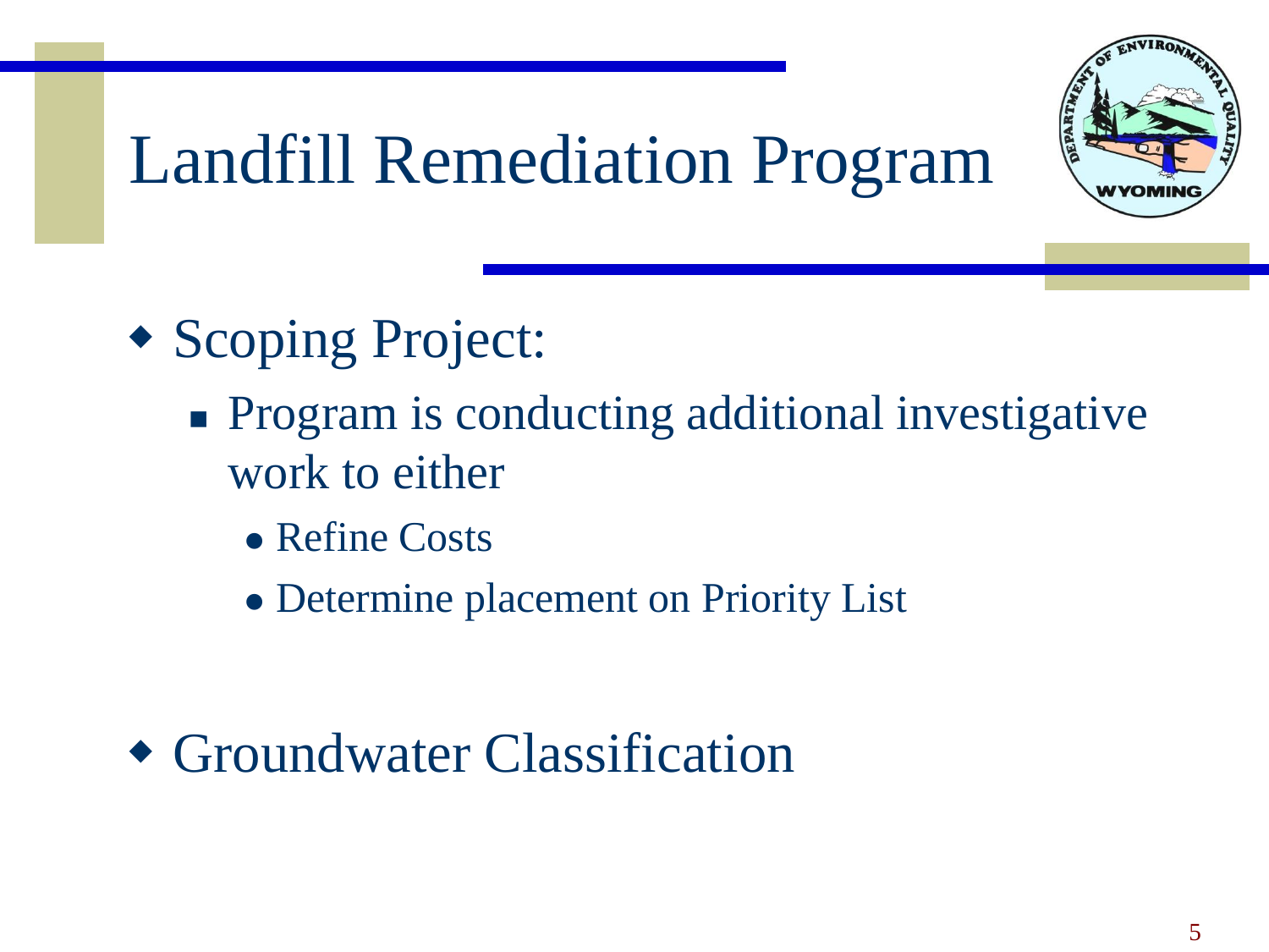# Landfill Remediation Program

- Scoping Project:
  - Program is conducting additional investigative work to either
    - Refine Costs
    - Determine placement on Priority List

- Groundwater Classification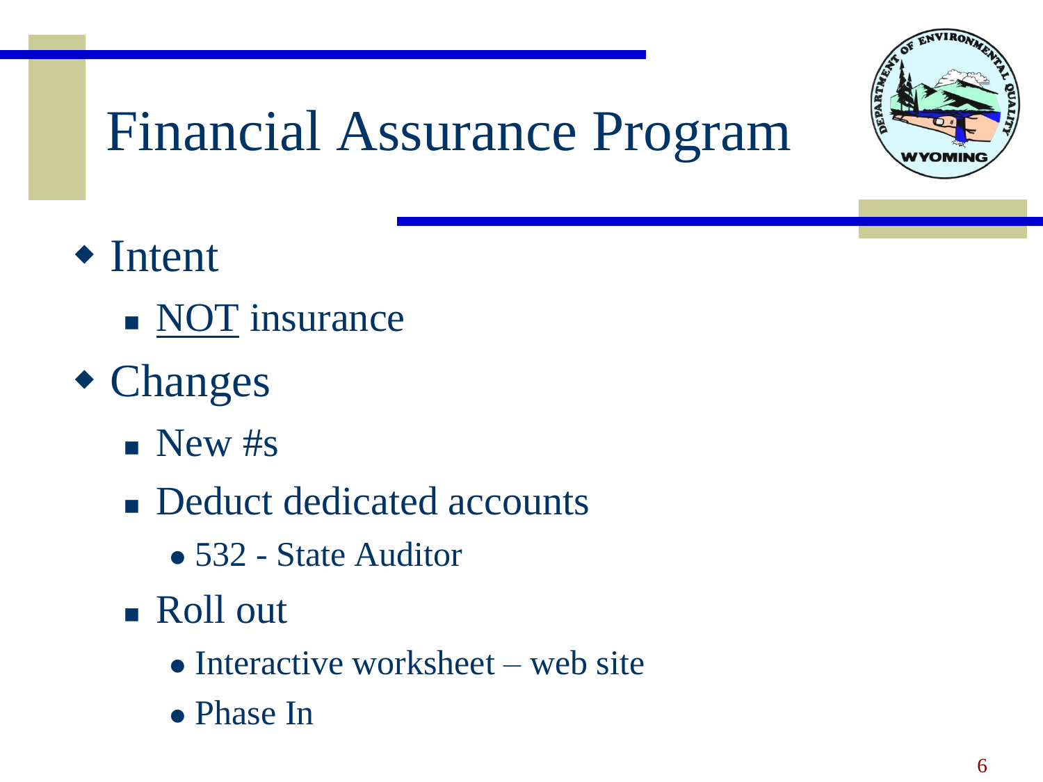# Financial Assurance Program

- Intent
  - <u>NOT</u> insurance
- Changes
  - New #s
  - Deduct dedicated accounts
    - 532 - State Auditor
  - Roll out
    - Interactive worksheet – web site
    - Phase In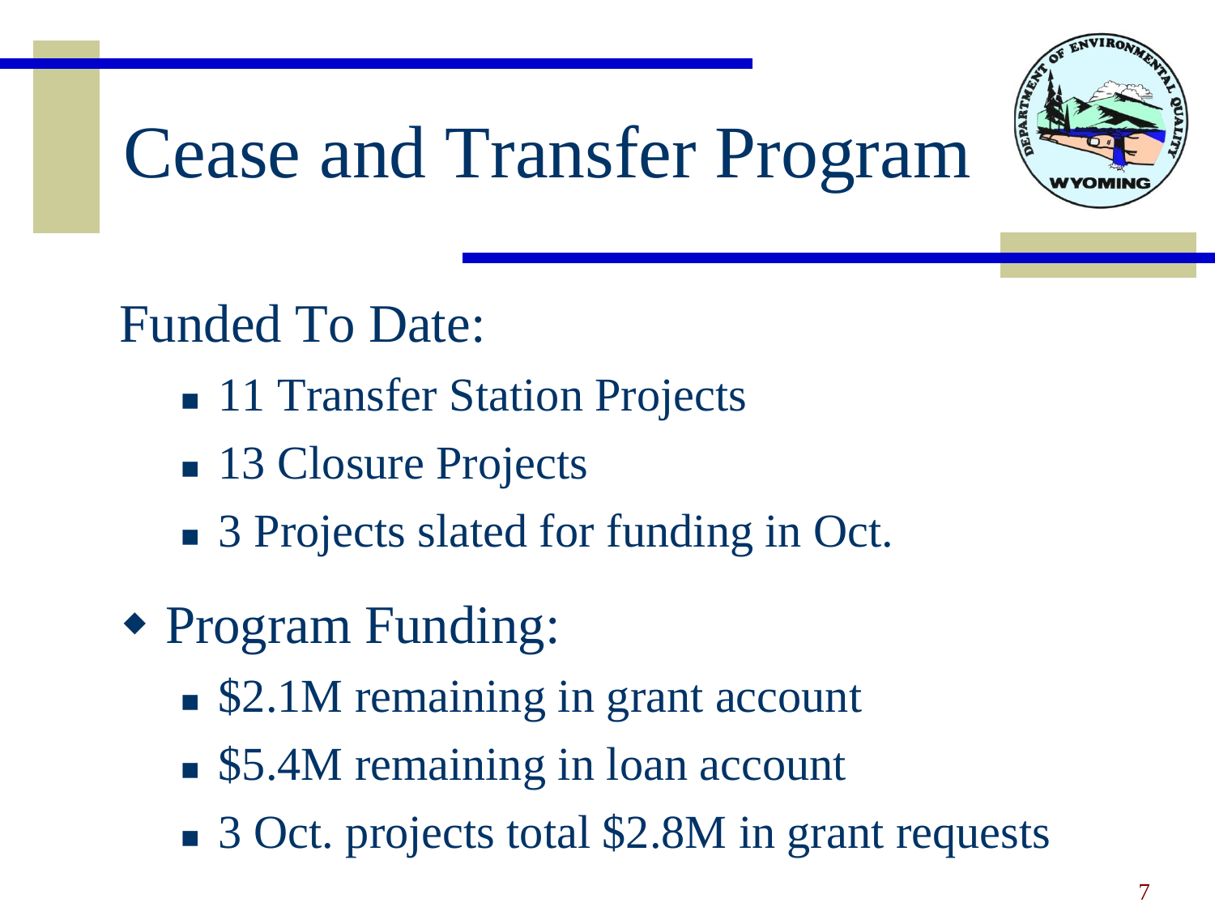# Cease and Transfer Program

Funded To Date:

- 11 Transfer Station Projects
- 13 Closure Projects
- 3 Projects slated for funding in Oct.

- Program Funding:
  - $2.1M remaining in grant account
  - $5.4M remaining in loan account
  - 3 Oct. projects total $2.8M in grant requests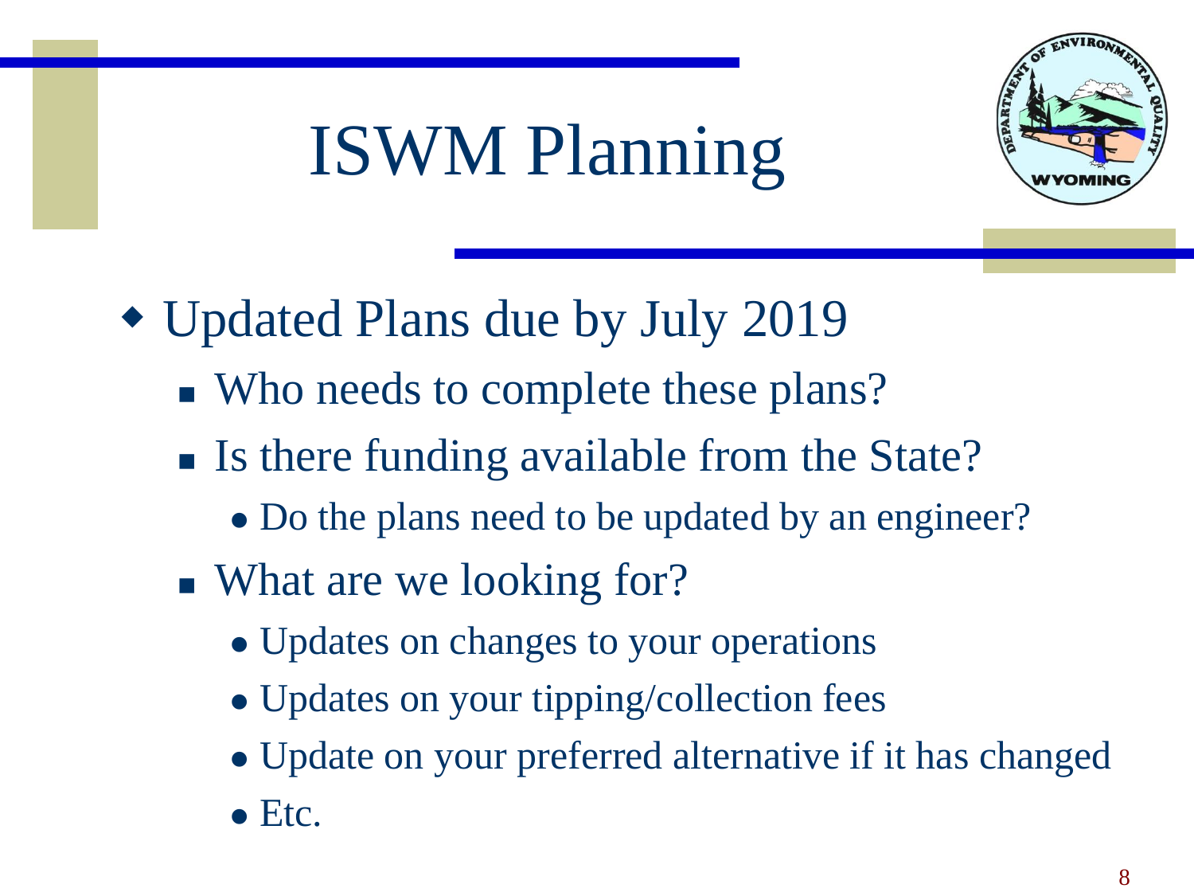# ISWM Planning

- Updated Plans due by July 2019
  - Who needs to complete these plans?
  - Is there funding available from the State?
    - Do the plans need to be updated by an engineer?
  - What are we looking for?
    - Updates on changes to your operations
    - Updates on your tipping/collection fees
    - Update on your preferred alternative if it has changed
    - Etc.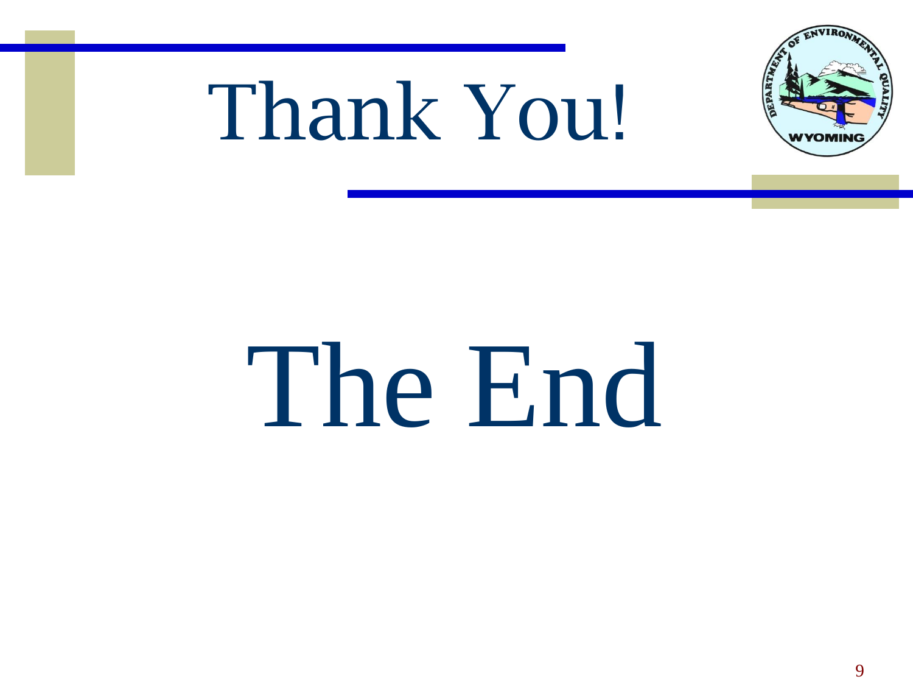# Thank You!

The End